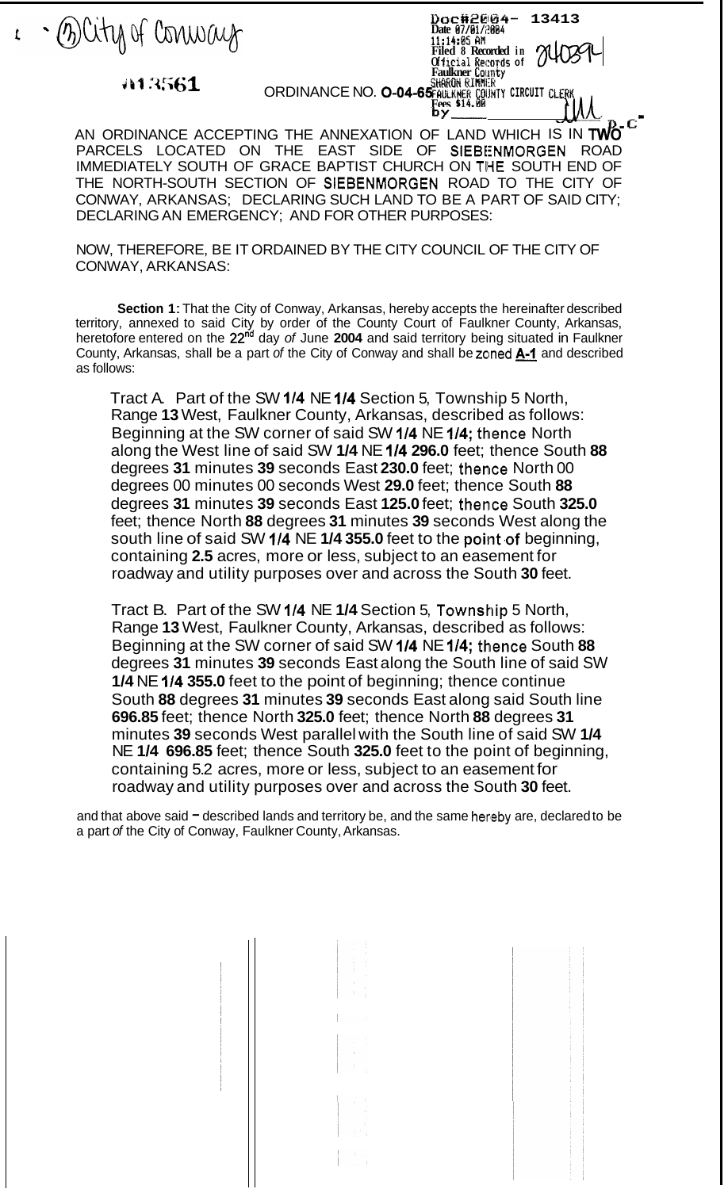(3) City of Conway

Doc#2004- 13413
Date 07/01/2004
11:14:05 AM
Filed & Recorded in Official Records of Faulkner County
SHARON RIMMER
FAULKNER COUNTY CIRCUIT CLERK
Fees $14.00
by ________ D.C.

240394

13561

ORDINANCE NO. O-04-65

AN ORDINANCE ACCEPTING THE ANNEXATION OF LAND WHICH IS IN TWO PARCELS LOCATED ON THE EAST SIDE OF SIEBENMORGEN ROAD IMMEDIATELY SOUTH OF GRACE BAPTIST CHURCH ON THE SOUTH END OF THE NORTH-SOUTH SECTION OF SIEBENMORGEN ROAD TO THE CITY OF CONWAY, ARKANSAS; DECLARING SUCH LAND TO BE A PART OF SAID CITY; DECLARING AN EMERGENCY; AND FOR OTHER PURPOSES:

NOW, THEREFORE, BE IT ORDAINED BY THE CITY COUNCIL OF THE CITY OF CONWAY, ARKANSAS:

**Section 1:** That the City of Conway, Arkansas, hereby accepts the hereinafter described territory, annexed to said City by order of the County Court of Faulkner County, Arkansas, heretofore entered on the **22**[nd] day *of* June **2004** and said territory being situated in Faulkner County, Arkansas, shall be a part *of* the City of Conway and shall be zoned **A-1** and described as follows:

Tract A. Part of the SW **1/4** NE **1/4** Section 5, Township 5 North, Range **13** West, Faulkner County, Arkansas, described as follows: Beginning at the SW corner of said SW **1/4** NE **1/4;** thence North along the West line of said SW **1/4** NE **1/4 296.0** feet; thence South **88** degrees **31** minutes **39** seconds East **230.0** feet; thence North 00 degrees 00 minutes 00 seconds West **29.0** feet; thence South **88** degrees **31** minutes **39** seconds East **125.0** feet; thence South **325.0** feet; thence North **88** degrees **31** minutes **39** seconds West along the south line of said SW **1/4** NE **1/4 355.0** feet to the point of beginning, containing **2.5** acres, more or less, subject to an easement for roadway and utility purposes over and across the South **30** feet.

Tract B. Part of the SW **1/4** NE **1/4** Section 5, Township 5 North, Range **13** West, Faulkner County, Arkansas, described as follows: Beginning at the SW corner of said SW **1/4** NE **1/4;** thence South **88** degrees **31** minutes **39** seconds East along the South line of said SW **1/4** NE **1/4 355.0** feet to the point of beginning; thence continue South **88** degrees **31** minutes **39** seconds East along said South line **696.85** feet; thence North **325.0** feet; thence North **88** degrees **31** minutes **39** seconds West parallel with the South line of said SW **1/4** NE **1/4 696.85** feet; thence South **325.0** feet to the point of beginning, containing 5.2 acres, more or less, subject to an easement for roadway and utility purposes over and across the South **30** feet.

and that above said - described lands and territory be, and the same hereby are, declared to be a part *of* the City of Conway, Faulkner County, Arkansas.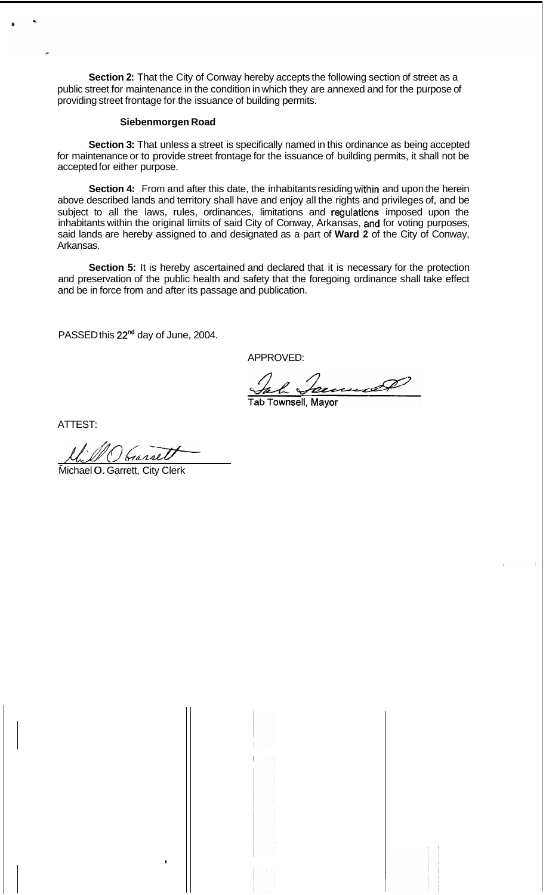**Section 2:** That the City of Conway hereby accepts the following section of street as a public street for maintenance in the condition in which they are annexed and for the purpose of providing street frontage for the issuance of building permits.

**Siebenmorgen Road**

**Section 3:** That unless a street is specifically named in this ordinance as being accepted for maintenance or to provide street frontage for the issuance of building permits, it shall not be accepted for either purpose.

**Section 4:** From and after this date, the inhabitants residing within and upon the herein above described lands and territory shall have and enjoy all the rights and privileges of, and be subject to all the laws, rules, ordinances, limitations and regulations imposed upon the inhabitants within the original limits of said City of Conway, Arkansas, and for voting purposes, said lands are hereby assigned to and designated as a part of **Ward 2** of the City of Conway, Arkansas.

**Section 5:** It is hereby ascertained and declared that it is necessary for the protection and preservation of the public health and safety that the foregoing ordinance shall take effect and be in force from and after its passage and publication.

PASSED this 22nd day of June, 2004.

APPROVED:

Tab Townsell, Mayor

ATTEST:

Michael O. Garrett, City Clerk